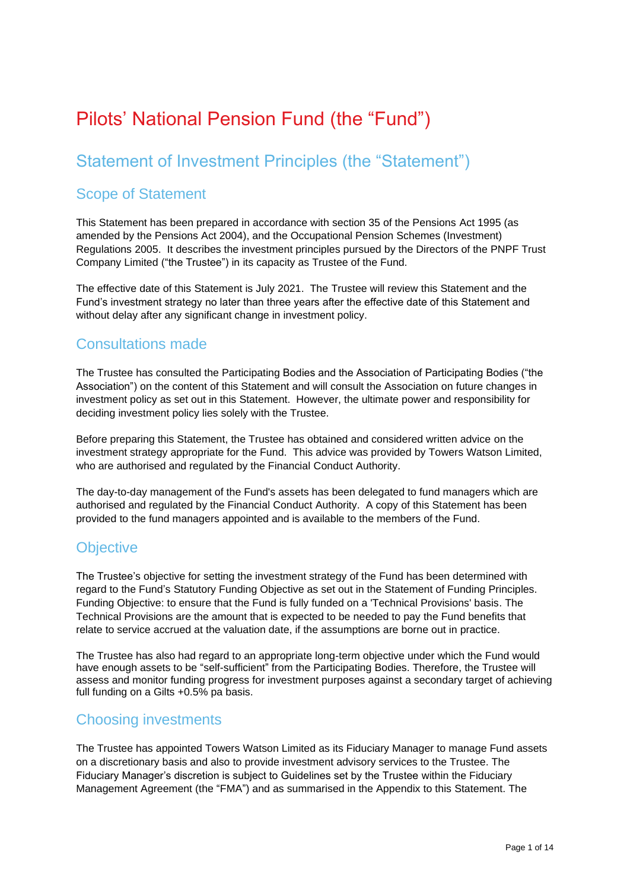# Pilots' National Pension Fund (the "Fund")

## Statement of Investment Principles (the "Statement")

### Scope of Statement

This Statement has been prepared in accordance with section 35 of the Pensions Act 1995 (as amended by the Pensions Act 2004), and the Occupational Pension Schemes (Investment) Regulations 2005. It describes the investment principles pursued by the Directors of the PNPF Trust Company Limited ("the Trustee") in its capacity as Trustee of the Fund.

The effective date of this Statement is July 2021. The Trustee will review this Statement and the Fund's investment strategy no later than three years after the effective date of this Statement and without delay after any significant change in investment policy.

### Consultations made

The Trustee has consulted the Participating Bodies and the Association of Participating Bodies ("the Association") on the content of this Statement and will consult the Association on future changes in investment policy as set out in this Statement. However, the ultimate power and responsibility for deciding investment policy lies solely with the Trustee.

Before preparing this Statement, the Trustee has obtained and considered written advice on the investment strategy appropriate for the Fund. This advice was provided by Towers Watson Limited, who are authorised and regulated by the Financial Conduct Authority.

The day-to-day management of the Fund's assets has been delegated to fund managers which are authorised and regulated by the Financial Conduct Authority. A copy of this Statement has been provided to the fund managers appointed and is available to the members of the Fund.

### Objective

The Trustee's objective for setting the investment strategy of the Fund has been determined with regard to the Fund's Statutory Funding Objective as set out in the Statement of Funding Principles. Funding Objective: to ensure that the Fund is fully funded on a 'Technical Provisions' basis. The Technical Provisions are the amount that is expected to be needed to pay the Fund benefits that relate to service accrued at the valuation date, if the assumptions are borne out in practice.

The Trustee has also had regard to an appropriate long-term objective under which the Fund would have enough assets to be "self-sufficient" from the Participating Bodies. Therefore, the Trustee will assess and monitor funding progress for investment purposes against a secondary target of achieving full funding on a Gilts +0.5% pa basis.

### Choosing investments

The Trustee has appointed Towers Watson Limited as its Fiduciary Manager to manage Fund assets on a discretionary basis and also to provide investment advisory services to the Trustee. The Fiduciary Manager's discretion is subject to Guidelines set by the Trustee within the Fiduciary Management Agreement (the "FMA") and as summarised in the Appendix to this Statement. The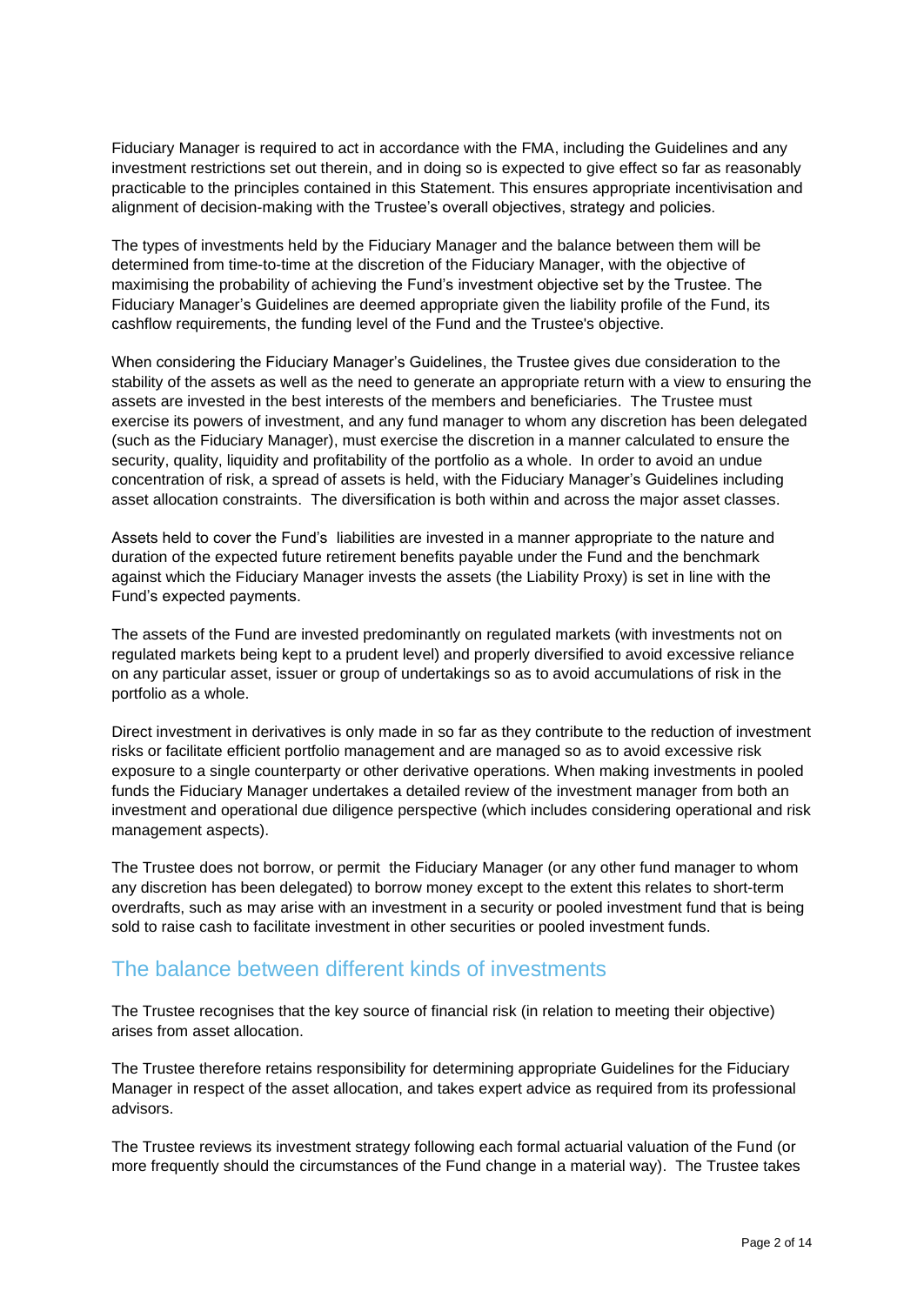Fiduciary Manager is required to act in accordance with the FMA, including the Guidelines and any investment restrictions set out therein, and in doing so is expected to give effect so far as reasonably practicable to the principles contained in this Statement. This ensures appropriate incentivisation and alignment of decision-making with the Trustee's overall objectives, strategy and policies.

The types of investments held by the Fiduciary Manager and the balance between them will be determined from time-to-time at the discretion of the Fiduciary Manager, with the objective of maximising the probability of achieving the Fund's investment objective set by the Trustee. The Fiduciary Manager's Guidelines are deemed appropriate given the liability profile of the Fund, its cashflow requirements, the funding level of the Fund and the Trustee's objective.

When considering the Fiduciary Manager's Guidelines, the Trustee gives due consideration to the stability of the assets as well as the need to generate an appropriate return with a view to ensuring the assets are invested in the best interests of the members and beneficiaries. The Trustee must exercise its powers of investment, and any fund manager to whom any discretion has been delegated (such as the Fiduciary Manager), must exercise the discretion in a manner calculated to ensure the security, quality, liquidity and profitability of the portfolio as a whole. In order to avoid an undue concentration of risk, a spread of assets is held, with the Fiduciary Manager's Guidelines including asset allocation constraints. The diversification is both within and across the major asset classes.

Assets held to cover the Fund's liabilities are invested in a manner appropriate to the nature and duration of the expected future retirement benefits payable under the Fund and the benchmark against which the Fiduciary Manager invests the assets (the Liability Proxy) is set in line with the Fund's expected payments.

The assets of the Fund are invested predominantly on regulated markets (with investments not on regulated markets being kept to a prudent level) and properly diversified to avoid excessive reliance on any particular asset, issuer or group of undertakings so as to avoid accumulations of risk in the portfolio as a whole.

Direct investment in derivatives is only made in so far as they contribute to the reduction of investment risks or facilitate efficient portfolio management and are managed so as to avoid excessive risk exposure to a single counterparty or other derivative operations. When making investments in pooled funds the Fiduciary Manager undertakes a detailed review of the investment manager from both an investment and operational due diligence perspective (which includes considering operational and risk management aspects).

The Trustee does not borrow, or permit the Fiduciary Manager (or any other fund manager to whom any discretion has been delegated) to borrow money except to the extent this relates to short-term overdrafts, such as may arise with an investment in a security or pooled investment fund that is being sold to raise cash to facilitate investment in other securities or pooled investment funds.

## The balance between different kinds of investments

The Trustee recognises that the key source of financial risk (in relation to meeting their objective) arises from asset allocation.

The Trustee therefore retains responsibility for determining appropriate Guidelines for the Fiduciary Manager in respect of the asset allocation, and takes expert advice as required from its professional advisors.

The Trustee reviews its investment strategy following each formal actuarial valuation of the Fund (or more frequently should the circumstances of the Fund change in a material way). The Trustee takes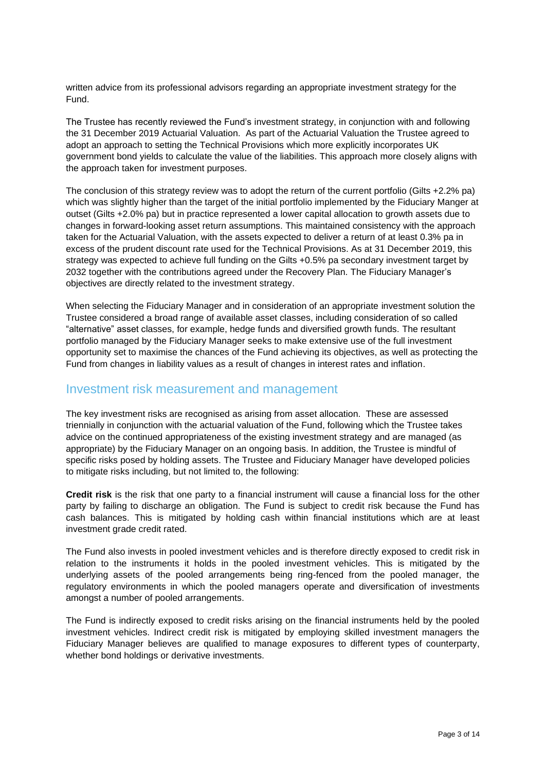written advice from its professional advisors regarding an appropriate investment strategy for the Fund.

The Trustee has recently reviewed the Fund's investment strategy, in conjunction with and following the 31 December 2019 Actuarial Valuation. As part of the Actuarial Valuation the Trustee agreed to adopt an approach to setting the Technical Provisions which more explicitly incorporates UK government bond yields to calculate the value of the liabilities. This approach more closely aligns with the approach taken for investment purposes.

The conclusion of this strategy review was to adopt the return of the current portfolio (Gilts +2.2% pa) which was slightly higher than the target of the initial portfolio implemented by the Fiduciary Manger at outset (Gilts +2.0% pa) but in practice represented a lower capital allocation to growth assets due to changes in forward-looking asset return assumptions. This maintained consistency with the approach taken for the Actuarial Valuation, with the assets expected to deliver a return of at least 0.3% pa in excess of the prudent discount rate used for the Technical Provisions. As at 31 December 2019, this strategy was expected to achieve full funding on the Gilts +0.5% pa secondary investment target by 2032 together with the contributions agreed under the Recovery Plan. The Fiduciary Manager's objectives are directly related to the investment strategy.

When selecting the Fiduciary Manager and in consideration of an appropriate investment solution the Trustee considered a broad range of available asset classes, including consideration of so called "alternative" asset classes, for example, hedge funds and diversified growth funds. The resultant portfolio managed by the Fiduciary Manager seeks to make extensive use of the full investment opportunity set to maximise the chances of the Fund achieving its objectives, as well as protecting the Fund from changes in liability values as a result of changes in interest rates and inflation.

## Investment risk measurement and management

The key investment risks are recognised as arising from asset allocation. These are assessed triennially in conjunction with the actuarial valuation of the Fund, following which the Trustee takes advice on the continued appropriateness of the existing investment strategy and are managed (as appropriate) by the Fiduciary Manager on an ongoing basis. In addition, the Trustee is mindful of specific risks posed by holding assets. The Trustee and Fiduciary Manager have developed policies to mitigate risks including, but not limited to, the following:

**Credit risk** is the risk that one party to a financial instrument will cause a financial loss for the other party by failing to discharge an obligation. The Fund is subject to credit risk because the Fund has cash balances. This is mitigated by holding cash within financial institutions which are at least investment grade credit rated.

The Fund also invests in pooled investment vehicles and is therefore directly exposed to credit risk in relation to the instruments it holds in the pooled investment vehicles. This is mitigated by the underlying assets of the pooled arrangements being ring-fenced from the pooled manager, the regulatory environments in which the pooled managers operate and diversification of investments amongst a number of pooled arrangements.

The Fund is indirectly exposed to credit risks arising on the financial instruments held by the pooled investment vehicles. Indirect credit risk is mitigated by employing skilled investment managers the Fiduciary Manager believes are qualified to manage exposures to different types of counterparty, whether bond holdings or derivative investments.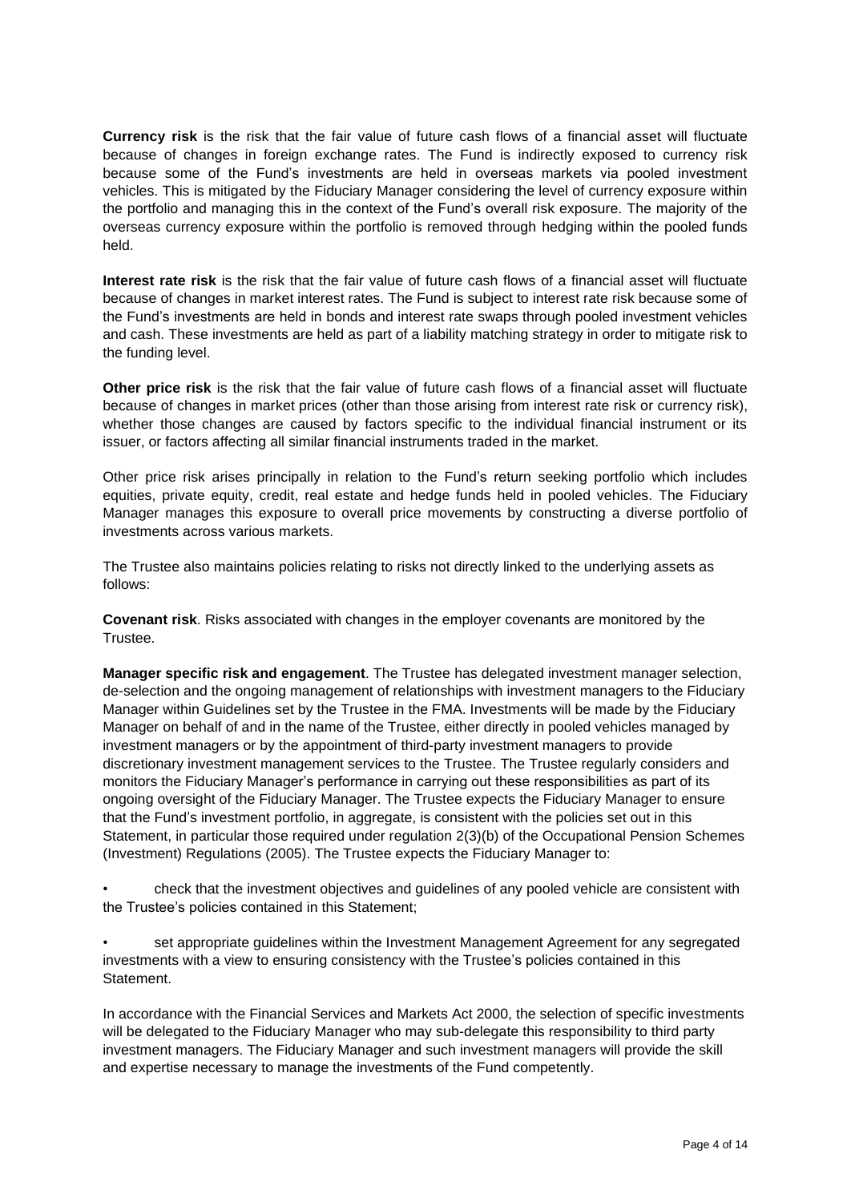**Currency risk** is the risk that the fair value of future cash flows of a financial asset will fluctuate because of changes in foreign exchange rates. The Fund is indirectly exposed to currency risk because some of the Fund's investments are held in overseas markets via pooled investment vehicles. This is mitigated by the Fiduciary Manager considering the level of currency exposure within the portfolio and managing this in the context of the Fund's overall risk exposure. The majority of the overseas currency exposure within the portfolio is removed through hedging within the pooled funds held.

**Interest rate risk** is the risk that the fair value of future cash flows of a financial asset will fluctuate because of changes in market interest rates. The Fund is subject to interest rate risk because some of the Fund's investments are held in bonds and interest rate swaps through pooled investment vehicles and cash. These investments are held as part of a liability matching strategy in order to mitigate risk to the funding level.

**Other price risk** is the risk that the fair value of future cash flows of a financial asset will fluctuate because of changes in market prices (other than those arising from interest rate risk or currency risk), whether those changes are caused by factors specific to the individual financial instrument or its issuer, or factors affecting all similar financial instruments traded in the market.

Other price risk arises principally in relation to the Fund's return seeking portfolio which includes equities, private equity, credit, real estate and hedge funds held in pooled vehicles. The Fiduciary Manager manages this exposure to overall price movements by constructing a diverse portfolio of investments across various markets.

The Trustee also maintains policies relating to risks not directly linked to the underlying assets as follows:

**Covenant risk**. Risks associated with changes in the employer covenants are monitored by the Trustee.

**Manager specific risk and engagement**. The Trustee has delegated investment manager selection, de-selection and the ongoing management of relationships with investment managers to the Fiduciary Manager within Guidelines set by the Trustee in the FMA. Investments will be made by the Fiduciary Manager on behalf of and in the name of the Trustee, either directly in pooled vehicles managed by investment managers or by the appointment of third-party investment managers to provide discretionary investment management services to the Trustee. The Trustee regularly considers and monitors the Fiduciary Manager's performance in carrying out these responsibilities as part of its ongoing oversight of the Fiduciary Manager. The Trustee expects the Fiduciary Manager to ensure that the Fund's investment portfolio, in aggregate, is consistent with the policies set out in this Statement, in particular those required under regulation 2(3)(b) of the Occupational Pension Schemes (Investment) Regulations (2005). The Trustee expects the Fiduciary Manager to:

- check that the investment objectives and guidelines of any pooled vehicle are consistent with the Trustee's policies contained in this Statement;
- set appropriate guidelines within the Investment Management Agreement for any segregated investments with a view to ensuring consistency with the Trustee's policies contained in this Statement.

In accordance with the Financial Services and Markets Act 2000, the selection of specific investments will be delegated to the Fiduciary Manager who may sub-delegate this responsibility to third party investment managers. The Fiduciary Manager and such investment managers will provide the skill and expertise necessary to manage the investments of the Fund competently.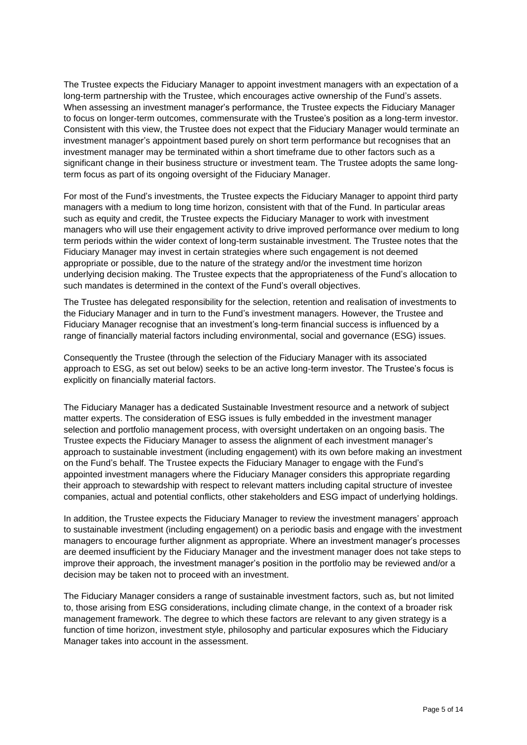The Trustee expects the Fiduciary Manager to appoint investment managers with an expectation of a long-term partnership with the Trustee, which encourages active ownership of the Fund's assets. When assessing an investment manager's performance, the Trustee expects the Fiduciary Manager to focus on longer-term outcomes, commensurate with the Trustee's position as a long-term investor. Consistent with this view, the Trustee does not expect that the Fiduciary Manager would terminate an investment manager's appointment based purely on short term performance but recognises that an investment manager may be terminated within a short timeframe due to other factors such as a significant change in their business structure or investment team. The Trustee adopts the same long-term focus as part of its ongoing oversight of the Fiduciary Manager.

For most of the Fund's investments, the Trustee expects the Fiduciary Manager to appoint third party managers with a medium to long time horizon, consistent with that of the Fund. In particular areas such as equity and credit, the Trustee expects the Fiduciary Manager to work with investment managers who will use their engagement activity to drive improved performance over medium to long term periods within the wider context of long-term sustainable investment. The Trustee notes that the Fiduciary Manager may invest in certain strategies where such engagement is not deemed appropriate or possible, due to the nature of the strategy and/or the investment time horizon underlying decision making. The Trustee expects that the appropriateness of the Fund's allocation to such mandates is determined in the context of the Fund's overall objectives.

The Trustee has delegated responsibility for the selection, retention and realisation of investments to the Fiduciary Manager and in turn to the Fund's investment managers. However, the Trustee and Fiduciary Manager recognise that an investment's long-term financial success is influenced by a range of financially material factors including environmental, social and governance (ESG) issues.

Consequently the Trustee (through the selection of the Fiduciary Manager with its associated approach to ESG, as set out below) seeks to be an active long-term investor. The Trustee's focus is explicitly on financially material factors.

The Fiduciary Manager has a dedicated Sustainable Investment resource and a network of subject matter experts. The consideration of ESG issues is fully embedded in the investment manager selection and portfolio management process, with oversight undertaken on an ongoing basis. The Trustee expects the Fiduciary Manager to assess the alignment of each investment manager's approach to sustainable investment (including engagement) with its own before making an investment on the Fund's behalf. The Trustee expects the Fiduciary Manager to engage with the Fund's appointed investment managers where the Fiduciary Manager considers this appropriate regarding their approach to stewardship with respect to relevant matters including capital structure of investee companies, actual and potential conflicts, other stakeholders and ESG impact of underlying holdings.

In addition, the Trustee expects the Fiduciary Manager to review the investment managers' approach to sustainable investment (including engagement) on a periodic basis and engage with the investment managers to encourage further alignment as appropriate. Where an investment manager's processes are deemed insufficient by the Fiduciary Manager and the investment manager does not take steps to improve their approach, the investment manager's position in the portfolio may be reviewed and/or a decision may be taken not to proceed with an investment.

The Fiduciary Manager considers a range of sustainable investment factors, such as, but not limited to, those arising from ESG considerations, including climate change, in the context of a broader risk management framework. The degree to which these factors are relevant to any given strategy is a function of time horizon, investment style, philosophy and particular exposures which the Fiduciary Manager takes into account in the assessment.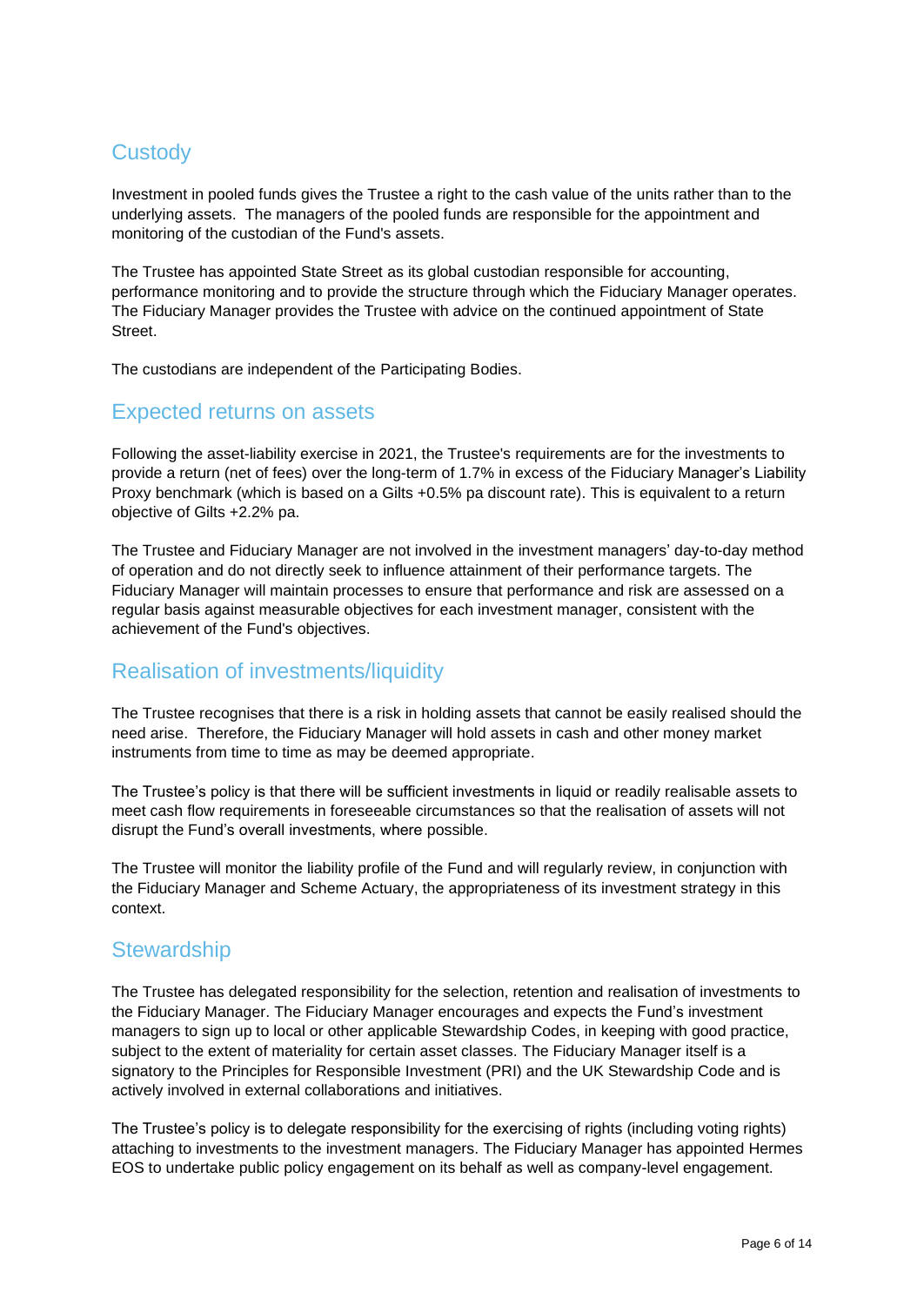## Custody

Investment in pooled funds gives the Trustee a right to the cash value of the units rather than to the underlying assets. The managers of the pooled funds are responsible for the appointment and monitoring of the custodian of the Fund's assets.

The Trustee has appointed State Street as its global custodian responsible for accounting, performance monitoring and to provide the structure through which the Fiduciary Manager operates. The Fiduciary Manager provides the Trustee with advice on the continued appointment of State Street.

The custodians are independent of the Participating Bodies.

## Expected returns on assets

Following the asset-liability exercise in 2021, the Trustee's requirements are for the investments to provide a return (net of fees) over the long-term of 1.7% in excess of the Fiduciary Manager's Liability Proxy benchmark (which is based on a Gilts +0.5% pa discount rate). This is equivalent to a return objective of Gilts +2.2% pa.

The Trustee and Fiduciary Manager are not involved in the investment managers' day-to-day method of operation and do not directly seek to influence attainment of their performance targets. The Fiduciary Manager will maintain processes to ensure that performance and risk are assessed on a regular basis against measurable objectives for each investment manager, consistent with the achievement of the Fund's objectives.

## Realisation of investments/liquidity

The Trustee recognises that there is a risk in holding assets that cannot be easily realised should the need arise. Therefore, the Fiduciary Manager will hold assets in cash and other money market instruments from time to time as may be deemed appropriate.

The Trustee's policy is that there will be sufficient investments in liquid or readily realisable assets to meet cash flow requirements in foreseeable circumstances so that the realisation of assets will not disrupt the Fund's overall investments, where possible.

The Trustee will monitor the liability profile of the Fund and will regularly review, in conjunction with the Fiduciary Manager and Scheme Actuary, the appropriateness of its investment strategy in this context.

## Stewardship

The Trustee has delegated responsibility for the selection, retention and realisation of investments to the Fiduciary Manager. The Fiduciary Manager encourages and expects the Fund's investment managers to sign up to local or other applicable Stewardship Codes, in keeping with good practice, subject to the extent of materiality for certain asset classes. The Fiduciary Manager itself is a signatory to the Principles for Responsible Investment (PRI) and the UK Stewardship Code and is actively involved in external collaborations and initiatives.

The Trustee's policy is to delegate responsibility for the exercising of rights (including voting rights) attaching to investments to the investment managers. The Fiduciary Manager has appointed Hermes EOS to undertake public policy engagement on its behalf as well as company-level engagement.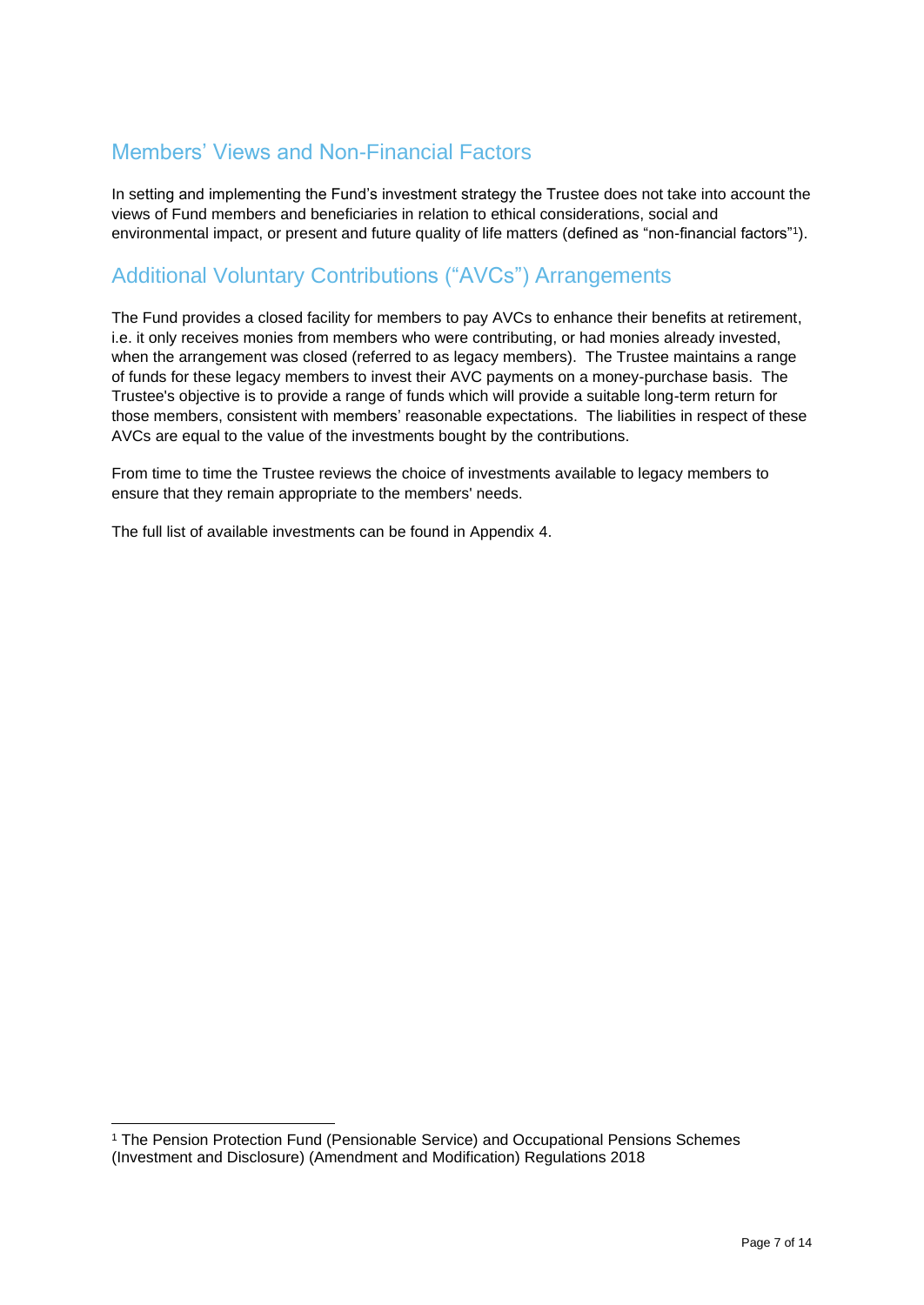## Members' Views and Non-Financial Factors

In setting and implementing the Fund's investment strategy the Trustee does not take into account the views of Fund members and beneficiaries in relation to ethical considerations, social and environmental impact, or present and future quality of life matters (defined as "non-financial factors"[1]).

## Additional Voluntary Contributions ("AVCs") Arrangements

The Fund provides a closed facility for members to pay AVCs to enhance their benefits at retirement, i.e. it only receives monies from members who were contributing, or had monies already invested, when the arrangement was closed (referred to as legacy members). The Trustee maintains a range of funds for these legacy members to invest their AVC payments on a money-purchase basis. The Trustee's objective is to provide a range of funds which will provide a suitable long-term return for those members, consistent with members' reasonable expectations. The liabilities in respect of these AVCs are equal to the value of the investments bought by the contributions.

From time to time the Trustee reviews the choice of investments available to legacy members to ensure that they remain appropriate to the members' needs.

The full list of available investments can be found in Appendix 4.

---

[1] The Pension Protection Fund (Pensionable Service) and Occupational Pensions Schemes (Investment and Disclosure) (Amendment and Modification) Regulations 2018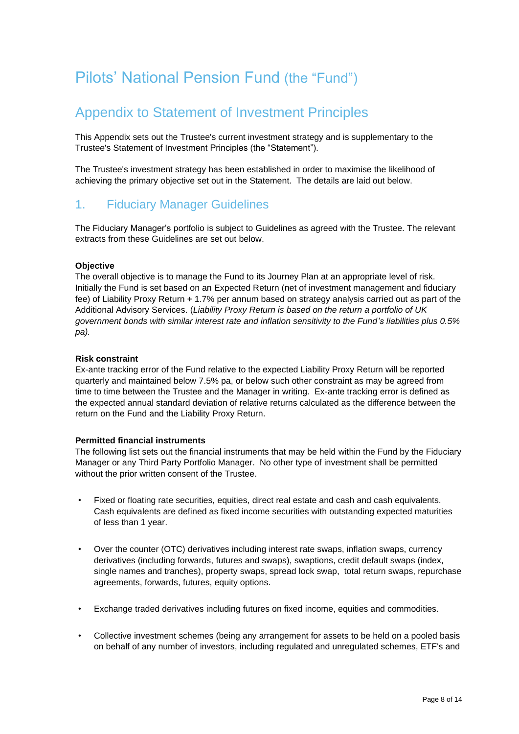# Pilots' National Pension Fund (the "Fund")

## Appendix to Statement of Investment Principles

This Appendix sets out the Trustee's current investment strategy and is supplementary to the Trustee's Statement of Investment Principles (the "Statement").

The Trustee's investment strategy has been established in order to maximise the likelihood of achieving the primary objective set out in the Statement. The details are laid out below.

## 1. Fiduciary Manager Guidelines

The Fiduciary Manager's portfolio is subject to Guidelines as agreed with the Trustee. The relevant extracts from these Guidelines are set out below.

**Objective**

The overall objective is to manage the Fund to its Journey Plan at an appropriate level of risk. Initially the Fund is set based on an Expected Return (net of investment management and fiduciary fee) of Liability Proxy Return + 1.7% per annum based on strategy analysis carried out as part of the Additional Advisory Services. (*Liability Proxy Return is based on the return a portfolio of UK government bonds with similar interest rate and inflation sensitivity to the Fund's liabilities plus 0.5% pa).*

**Risk constraint**

Ex-ante tracking error of the Fund relative to the expected Liability Proxy Return will be reported quarterly and maintained below 7.5% pa, or below such other constraint as may be agreed from time to time between the Trustee and the Manager in writing. Ex-ante tracking error is defined as the expected annual standard deviation of relative returns calculated as the difference between the return on the Fund and the Liability Proxy Return.

**Permitted financial instruments**

The following list sets out the financial instruments that may be held within the Fund by the Fiduciary Manager or any Third Party Portfolio Manager. No other type of investment shall be permitted without the prior written consent of the Trustee.

- Fixed or floating rate securities, equities, direct real estate and cash and cash equivalents. Cash equivalents are defined as fixed income securities with outstanding expected maturities of less than 1 year.

- Over the counter (OTC) derivatives including interest rate swaps, inflation swaps, currency derivatives (including forwards, futures and swaps), swaptions, credit default swaps (index, single names and tranches), property swaps, spread lock swap, total return swaps, repurchase agreements, forwards, futures, equity options.

- Exchange traded derivatives including futures on fixed income, equities and commodities.

- Collective investment schemes (being any arrangement for assets to be held on a pooled basis on behalf of any number of investors, including regulated and unregulated schemes, ETF's and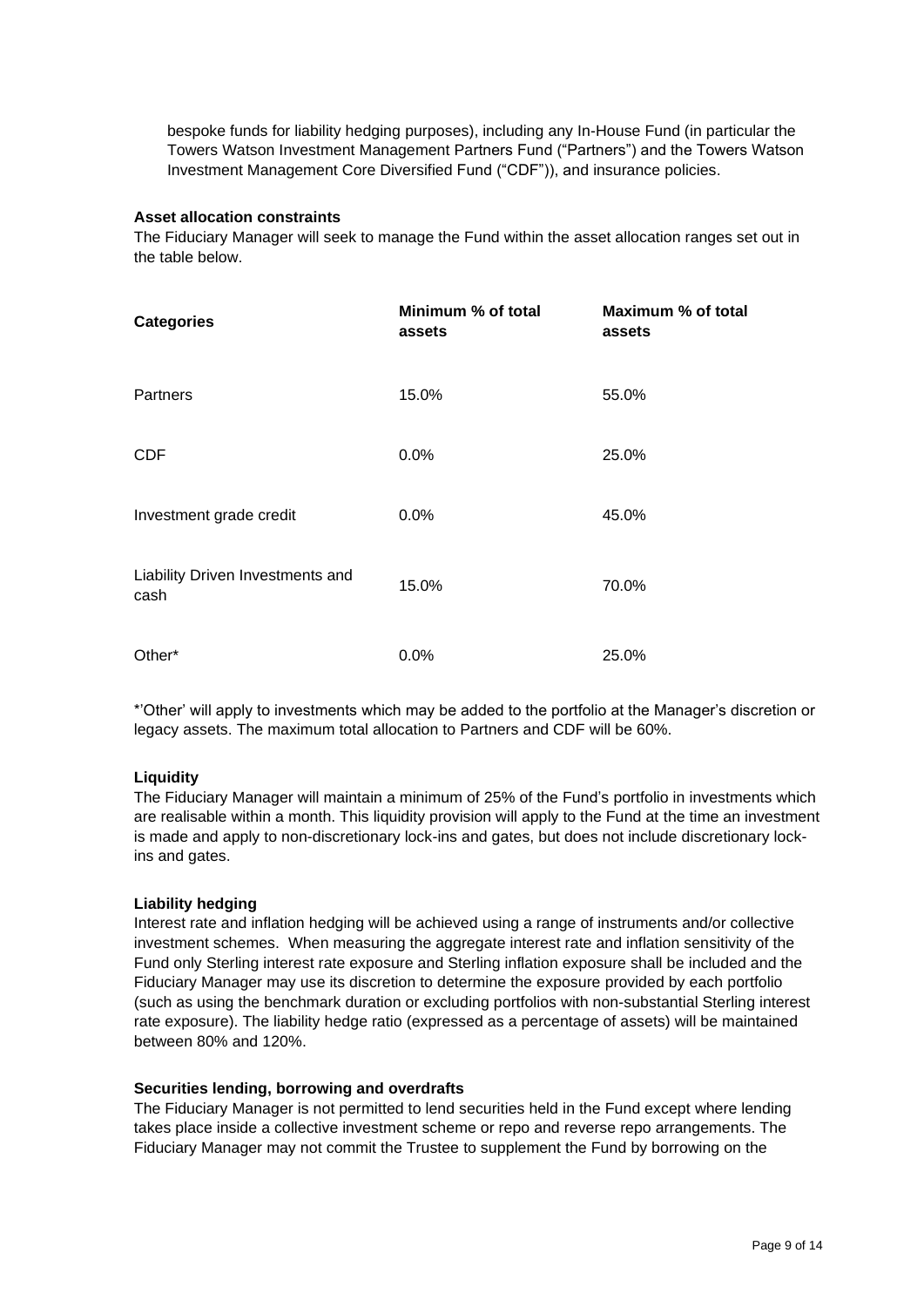bespoke funds for liability hedging purposes), including any In-House Fund (in particular the Towers Watson Investment Management Partners Fund ("Partners") and the Towers Watson Investment Management Core Diversified Fund ("CDF")), and insurance policies.

**Asset allocation constraints**

The Fiduciary Manager will seek to manage the Fund within the asset allocation ranges set out in the table below.

| Categories | Minimum % of total assets | Maximum % of total assets |
|---|---|---|
| Partners | 15.0% | 55.0% |
| CDF | 0.0% | 25.0% |
| Investment grade credit | 0.0% | 45.0% |
| Liability Driven Investments and cash | 15.0% | 70.0% |
| Other* | 0.0% | 25.0% |

*'Other' will apply to investments which may be added to the portfolio at the Manager's discretion or legacy assets. The maximum total allocation to Partners and CDF will be 60%.

**Liquidity**

The Fiduciary Manager will maintain a minimum of 25% of the Fund's portfolio in investments which are realisable within a month. This liquidity provision will apply to the Fund at the time an investment is made and apply to non-discretionary lock-ins and gates, but does not include discretionary lock-ins and gates.

**Liability hedging**

Interest rate and inflation hedging will be achieved using a range of instruments and/or collective investment schemes. When measuring the aggregate interest rate and inflation sensitivity of the Fund only Sterling interest rate exposure and Sterling inflation exposure shall be included and the Fiduciary Manager may use its discretion to determine the exposure provided by each portfolio (such as using the benchmark duration or excluding portfolios with non-substantial Sterling interest rate exposure). The liability hedge ratio (expressed as a percentage of assets) will be maintained between 80% and 120%.

**Securities lending, borrowing and overdrafts**

The Fiduciary Manager is not permitted to lend securities held in the Fund except where lending takes place inside a collective investment scheme or repo and reverse repo arrangements. The Fiduciary Manager may not commit the Trustee to supplement the Fund by borrowing on the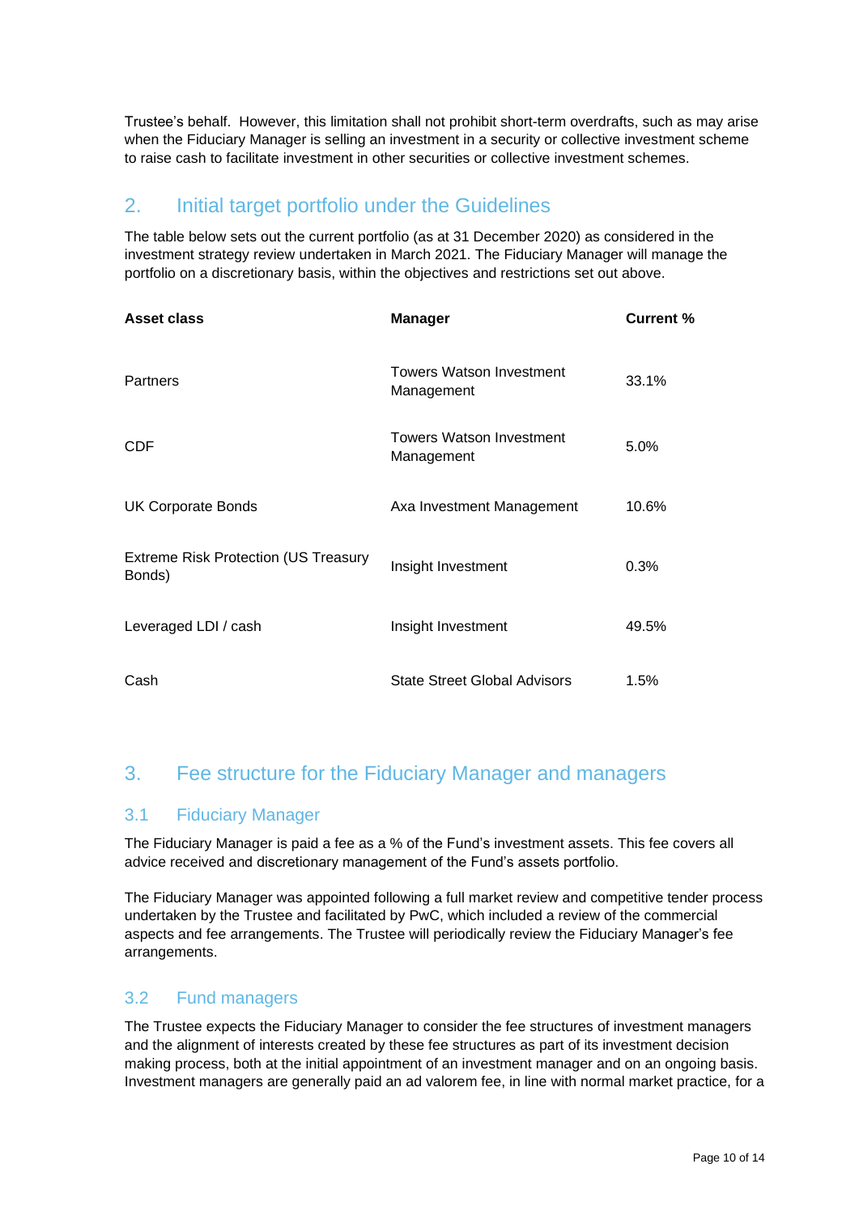Trustee's behalf. However, this limitation shall not prohibit short-term overdrafts, such as may arise when the Fiduciary Manager is selling an investment in a security or collective investment scheme to raise cash to facilitate investment in other securities or collective investment schemes.

## 2. Initial target portfolio under the Guidelines

The table below sets out the current portfolio (as at 31 December 2020) as considered in the investment strategy review undertaken in March 2021. The Fiduciary Manager will manage the portfolio on a discretionary basis, within the objectives and restrictions set out above.

| Asset class | Manager | Current % |
|---|---|---|
| Partners | Towers Watson Investment Management | 33.1% |
| CDF | Towers Watson Investment Management | 5.0% |
| UK Corporate Bonds | Axa Investment Management | 10.6% |
| Extreme Risk Protection (US Treasury Bonds) | Insight Investment | 0.3% |
| Leveraged LDI / cash | Insight Investment | 49.5% |
| Cash | State Street Global Advisors | 1.5% |

## 3. Fee structure for the Fiduciary Manager and managers

### 3.1 Fiduciary Manager

The Fiduciary Manager is paid a fee as a % of the Fund's investment assets. This fee covers all advice received and discretionary management of the Fund's assets portfolio.

The Fiduciary Manager was appointed following a full market review and competitive tender process undertaken by the Trustee and facilitated by PwC, which included a review of the commercial aspects and fee arrangements. The Trustee will periodically review the Fiduciary Manager's fee arrangements.

### 3.2 Fund managers

The Trustee expects the Fiduciary Manager to consider the fee structures of investment managers and the alignment of interests created by these fee structures as part of its investment decision making process, both at the initial appointment of an investment manager and on an ongoing basis. Investment managers are generally paid an ad valorem fee, in line with normal market practice, for a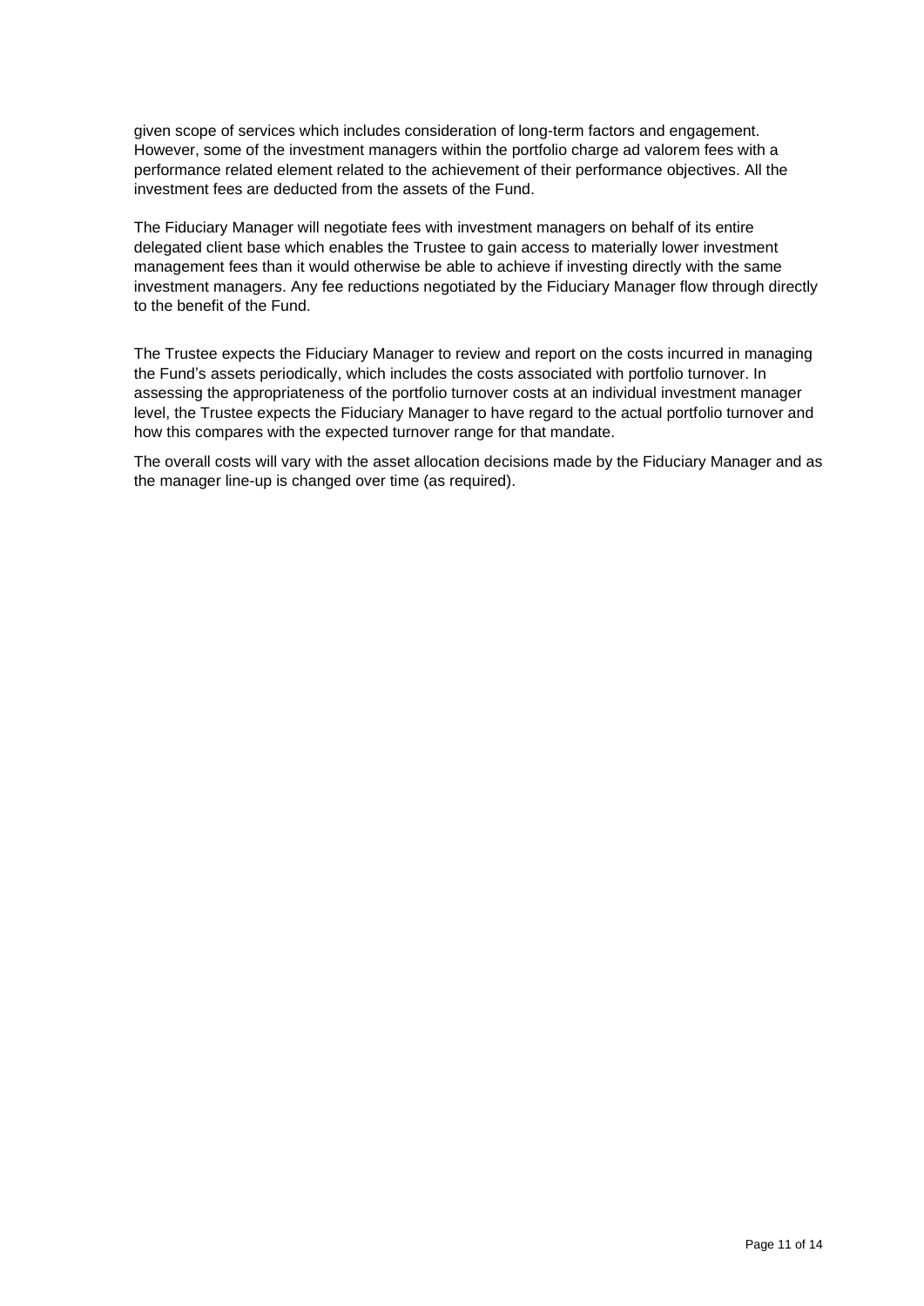given scope of services which includes consideration of long-term factors and engagement. However, some of the investment managers within the portfolio charge ad valorem fees with a performance related element related to the achievement of their performance objectives. All the investment fees are deducted from the assets of the Fund.

The Fiduciary Manager will negotiate fees with investment managers on behalf of its entire delegated client base which enables the Trustee to gain access to materially lower investment management fees than it would otherwise be able to achieve if investing directly with the same investment managers. Any fee reductions negotiated by the Fiduciary Manager flow through directly to the benefit of the Fund.

The Trustee expects the Fiduciary Manager to review and report on the costs incurred in managing the Fund's assets periodically, which includes the costs associated with portfolio turnover. In assessing the appropriateness of the portfolio turnover costs at an individual investment manager level, the Trustee expects the Fiduciary Manager to have regard to the actual portfolio turnover and how this compares with the expected turnover range for that mandate.

The overall costs will vary with the asset allocation decisions made by the Fiduciary Manager and as the manager line-up is changed over time (as required).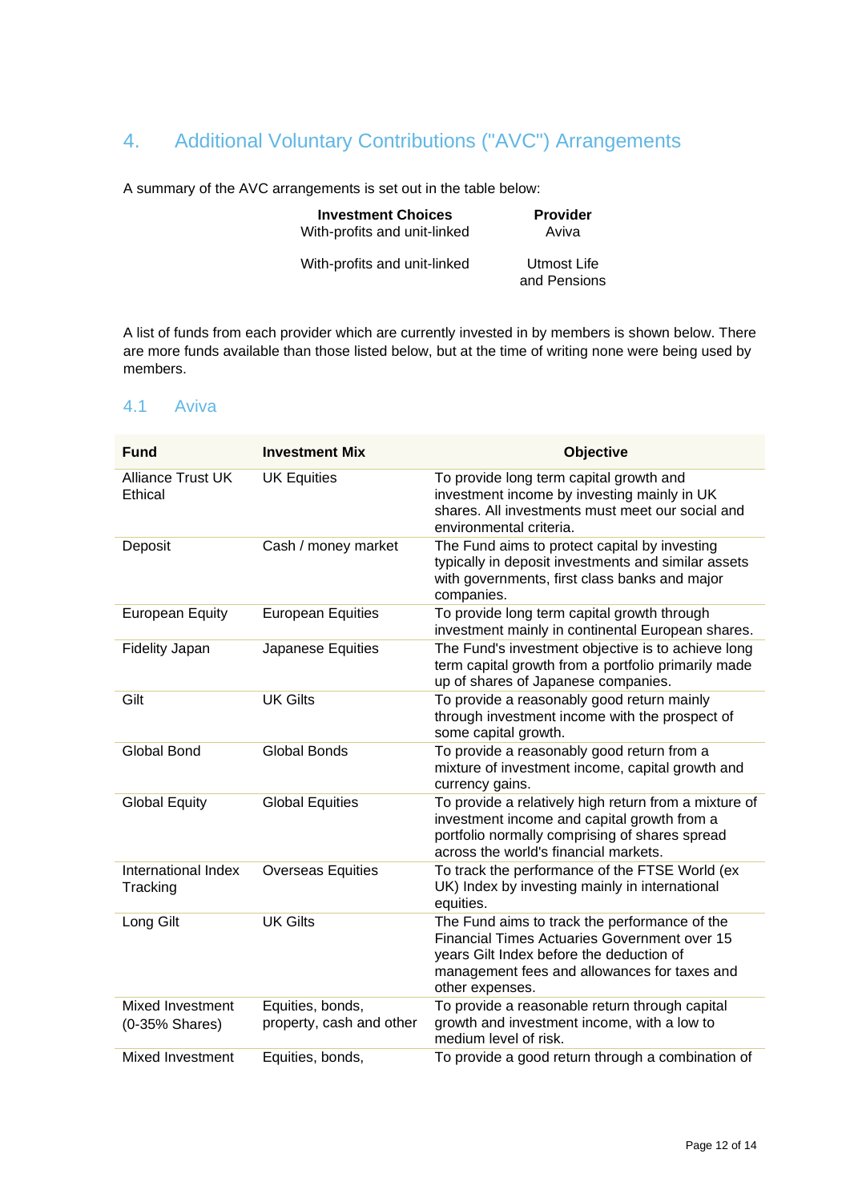## 4. Additional Voluntary Contributions ("AVC") Arrangements

A summary of the AVC arrangements is set out in the table below:

| Investment Choices | Provider |
|---|---|
| With-profits and unit-linked | Aviva |
| With-profits and unit-linked | Utmost Life and Pensions |

A list of funds from each provider which are currently invested in by members is shown below. There are more funds available than those listed below, but at the time of writing none were being used by members.

### 4.1 Aviva

| Fund | Investment Mix | Objective |
|---|---|---|
| Alliance Trust UK Ethical | UK Equities | To provide long term capital growth and investment income by investing mainly in UK shares. All investments must meet our social and environmental criteria. |
| Deposit | Cash / money market | The Fund aims to protect capital by investing typically in deposit investments and similar assets with governments, first class banks and major companies. |
| European Equity | European Equities | To provide long term capital growth through investment mainly in continental European shares. |
| Fidelity Japan | Japanese Equities | The Fund's investment objective is to achieve long term capital growth from a portfolio primarily made up of shares of Japanese companies. |
| Gilt | UK Gilts | To provide a reasonably good return mainly through investment income with the prospect of some capital growth. |
| Global Bond | Global Bonds | To provide a reasonably good return from a mixture of investment income, capital growth and currency gains. |
| Global Equity | Global Equities | To provide a relatively high return from a mixture of investment income and capital growth from a portfolio normally comprising of shares spread across the world's financial markets. |
| International Index Tracking | Overseas Equities | To track the performance of the FTSE World (ex UK) Index by investing mainly in international equities. |
| Long Gilt | UK Gilts | The Fund aims to track the performance of the Financial Times Actuaries Government over 15 years Gilt Index before the deduction of management fees and allowances for taxes and other expenses. |
| Mixed Investment (0-35% Shares) | Equities, bonds, property, cash and other | To provide a reasonable return through capital growth and investment income, with a low to medium level of risk. |
| Mixed Investment | Equities, bonds, | To provide a good return through a combination of |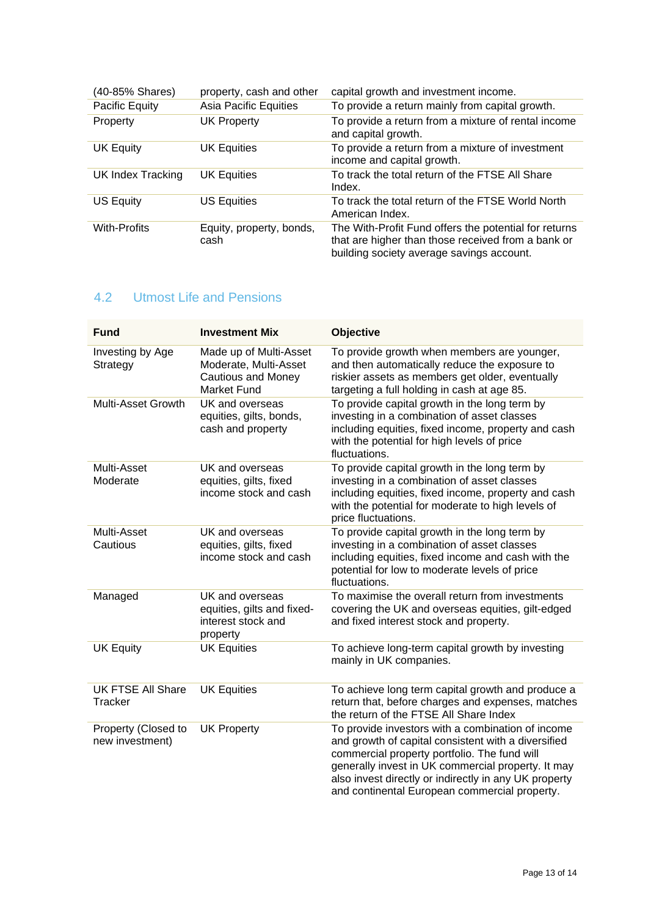| | | |
|---|---|---|
| (40-85% Shares) | property, cash and other | capital growth and investment income. |
| Pacific Equity | Asia Pacific Equities | To provide a return mainly from capital growth. |
| Property | UK Property | To provide a return from a mixture of rental income and capital growth. |
| UK Equity | UK Equities | To provide a return from a mixture of investment income and capital growth. |
| UK Index Tracking | UK Equities | To track the total return of the FTSE All Share Index. |
| US Equity | US Equities | To track the total return of the FTSE World North American Index. |
| With-Profits | Equity, property, bonds, cash | The With-Profit Fund offers the potential for returns that are higher than those received from a bank or building society average savings account. |

## 4.2 Utmost Life and Pensions

| Fund | Investment Mix | Objective |
|---|---|---|
| Investing by Age Strategy | Made up of Multi-Asset Moderate, Multi-Asset Cautious and Money Market Fund | To provide growth when members are younger, and then automatically reduce the exposure to riskier assets as members get older, eventually targeting a full holding in cash at age 85. |
| Multi-Asset Growth | UK and overseas equities, gilts, bonds, cash and property | To provide capital growth in the long term by investing in a combination of asset classes including equities, fixed income, property and cash with the potential for high levels of price fluctuations. |
| Multi-Asset Moderate | UK and overseas equities, gilts, fixed income stock and cash | To provide capital growth in the long term by investing in a combination of asset classes including equities, fixed income, property and cash with the potential for moderate to high levels of price fluctuations. |
| Multi-Asset Cautious | UK and overseas equities, gilts, fixed income stock and cash | To provide capital growth in the long term by investing in a combination of asset classes including equities, fixed income and cash with the potential for low to moderate levels of price fluctuations. |
| Managed | UK and overseas equities, gilts and fixed-interest stock and property | To maximise the overall return from investments covering the UK and overseas equities, gilt-edged and fixed interest stock and property. |
| UK Equity | UK Equities | To achieve long-term capital growth by investing mainly in UK companies. |
| UK FTSE All Share Tracker | UK Equities | To achieve long term capital growth and produce a return that, before charges and expenses, matches the return of the FTSE All Share Index |
| Property (Closed to new investment) | UK Property | To provide investors with a combination of income and growth of capital consistent with a diversified commercial property portfolio. The fund will generally invest in UK commercial property. It may also invest directly or indirectly in any UK property and continental European commercial property. |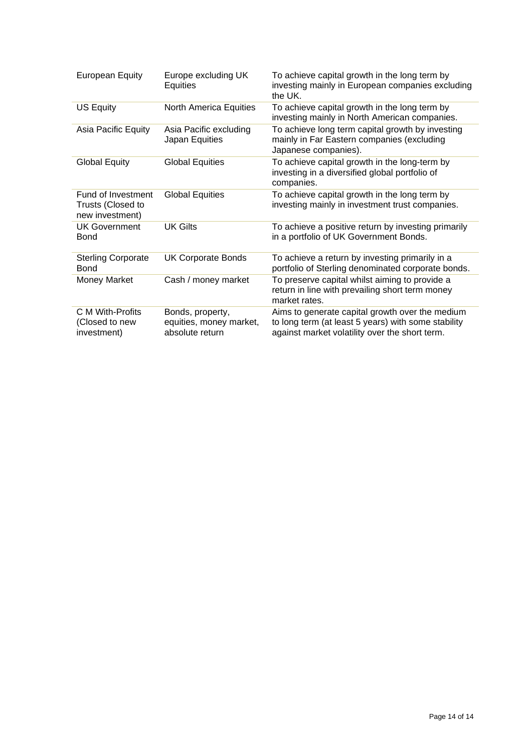| | | |
|---|---|---|
| European Equity | Europe excluding UK Equities | To achieve capital growth in the long term by investing mainly in European companies excluding the UK. |
| US Equity | North America Equities | To achieve capital growth in the long term by investing mainly in North American companies. |
| Asia Pacific Equity | Asia Pacific excluding Japan Equities | To achieve long term capital growth by investing mainly in Far Eastern companies (excluding Japanese companies). |
| Global Equity | Global Equities | To achieve capital growth in the long-term by investing in a diversified global portfolio of companies. |
| Fund of Investment Trusts (Closed to new investment) | Global Equities | To achieve capital growth in the long term by investing mainly in investment trust companies. |
| UK Government Bond | UK Gilts | To achieve a positive return by investing primarily in a portfolio of UK Government Bonds. |
| Sterling Corporate Bond | UK Corporate Bonds | To achieve a return by investing primarily in a portfolio of Sterling denominated corporate bonds. |
| Money Market | Cash / money market | To preserve capital whilst aiming to provide a return in line with prevailing short term money market rates. |
| C M With-Profits (Closed to new investment) | Bonds, property, equities, money market, absolute return | Aims to generate capital growth over the medium to long term (at least 5 years) with some stability against market volatility over the short term. |